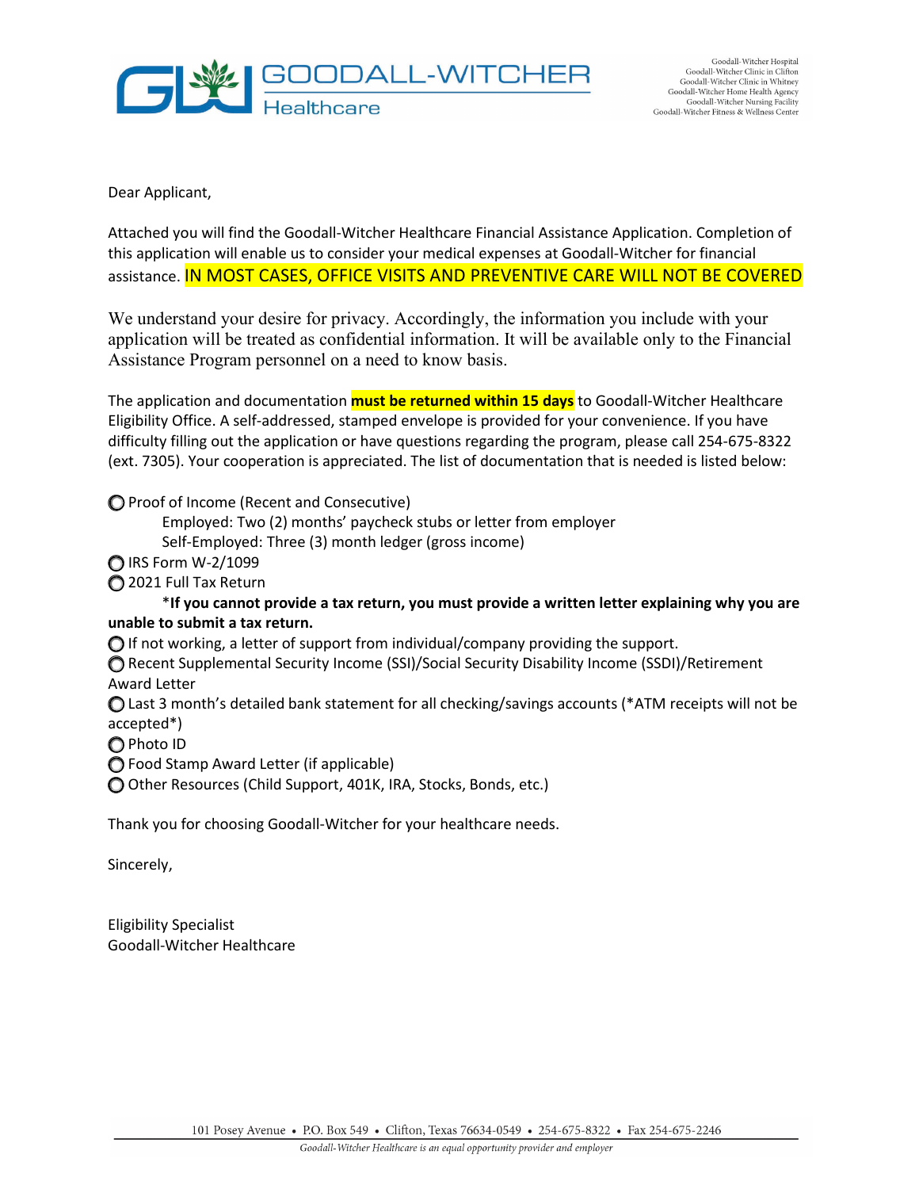GOODALL-WITCHER Healthcare

Goodall-Witcher Hospital
Goodall-Witcher Clinic in Clifton
Goodall-Witcher Clinic in Whitney
Goodall-Witcher Home Health Agency
Goodall-Witcher Nursing Facility
Goodall-Witcher Fitness & Wellness Center

Dear Applicant,

Attached you will find the Goodall-Witcher Healthcare Financial Assistance Application. Completion of this application will enable us to consider your medical expenses at Goodall-Witcher for financial assistance. IN MOST CASES, OFFICE VISITS AND PREVENTIVE CARE WILL NOT BE COVERED

We understand your desire for privacy. Accordingly, the information you include with your application will be treated as confidential information. It will be available only to the Financial Assistance Program personnel on a need to know basis.

The application and documentation **must be returned within 15 days** to Goodall-Witcher Healthcare Eligibility Office. A self-addressed, stamped envelope is provided for your convenience. If you have difficulty filling out the application or have questions regarding the program, please call 254-675-8322 (ext. 7305). Your cooperation is appreciated. The list of documentation that is needed is listed below:

- Proof of Income (Recent and Consecutive)
  - Employed: Two (2) months' paycheck stubs or letter from employer
  - Self-Employed: Three (3) month ledger (gross income)
- IRS Form W-2/1099
- 2021 Full Tax Return

  ***If you cannot provide a tax return, you must provide a written letter explaining why you are unable to submit a tax return.**
- If not working, a letter of support from individual/company providing the support.
- Recent Supplemental Security Income (SSI)/Social Security Disability Income (SSDI)/Retirement Award Letter
- Last 3 month's detailed bank statement for all checking/savings accounts (*ATM receipts will not be accepted*)
- Photo ID
- Food Stamp Award Letter (if applicable)
- Other Resources (Child Support, 401K, IRA, Stocks, Bonds, etc.)

Thank you for choosing Goodall-Witcher for your healthcare needs.

Sincerely,

Eligibility Specialist
Goodall-Witcher Healthcare

101 Posey Avenue • P.O. Box 549 • Clifton, Texas 76634-0549 • 254-675-8322 • Fax 254-675-2246

*Goodall-Witcher Healthcare is an equal opportunity provider and employer*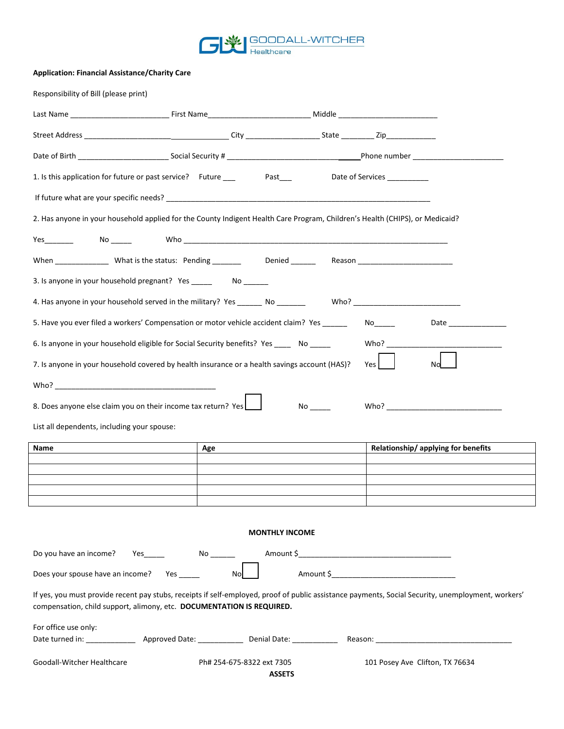GOODALL-WITCHER Healthcare

**Application: Financial Assistance/Charity Care**

Responsibility of Bill (please print)

Last Name ________________________ First Name________________________ Middle ________________________

Street Address _____________________________________ City _________________ State ________ Zip____________

Date of Birth _____________________ Social Security # _________________________________Phone number _____________________

1. Is this application for future or past service? Future ___ Past___ Date of Services __________

If future what are your specific needs? ________________________________________________________________

2. Has anyone in your household applied for the County Indigent Health Care Program, Children's Health (CHIPS), or Medicaid?

Yes_______ No _____ Who ________________________________________________________________

When _____________ What is the status: Pending _______ Denied ______ Reason ______________________

3. Is anyone in your household pregnant? Yes _____ No ______

4. Has anyone in your household served in the military? Yes ______ No _______ Who? __________________________

5. Have you ever filed a workers' Compensation or motor vehicle accident claim? Yes ______ No_____ Date ______________

6. Is anyone in your household eligible for Social Security benefits? Yes ____ No _____ Who? ____________________________

7. Is anyone in your household covered by health insurance or a health savings account (HAS)? Yes ☐ No ☐

Who? _______________________________________

8. Does anyone else claim you on their income tax return? Yes ☐ No _____ Who? ____________________________

List all dependents, including your spouse:

| Name | Age | Relationship/ applying for benefits |
|---|---|---|
| | | |
| | | |
| | | |
| | | |
| | | |

**MONTHLY INCOME**

Do you have an income? Yes_____ No ______ Amount $____________________________________

Does your spouse have an income? Yes _____ No ☐ Amount $______________________________

If yes, you must provide recent pay stubs, receipts if self-employed, proof of public assistance payments, Social Security, unemployment, workers' compensation, child support, alimony, etc. **DOCUMENTATION IS REQUIRED.**

For office use only:
Date turned in: ____________ Approved Date: ___________ Denial Date: ___________ Reason: _________________________________

Goodall-Witcher Healthcare Ph# 254-675-8322 ext 7305 101 Posey Ave Clifton, TX 76634

**ASSETS**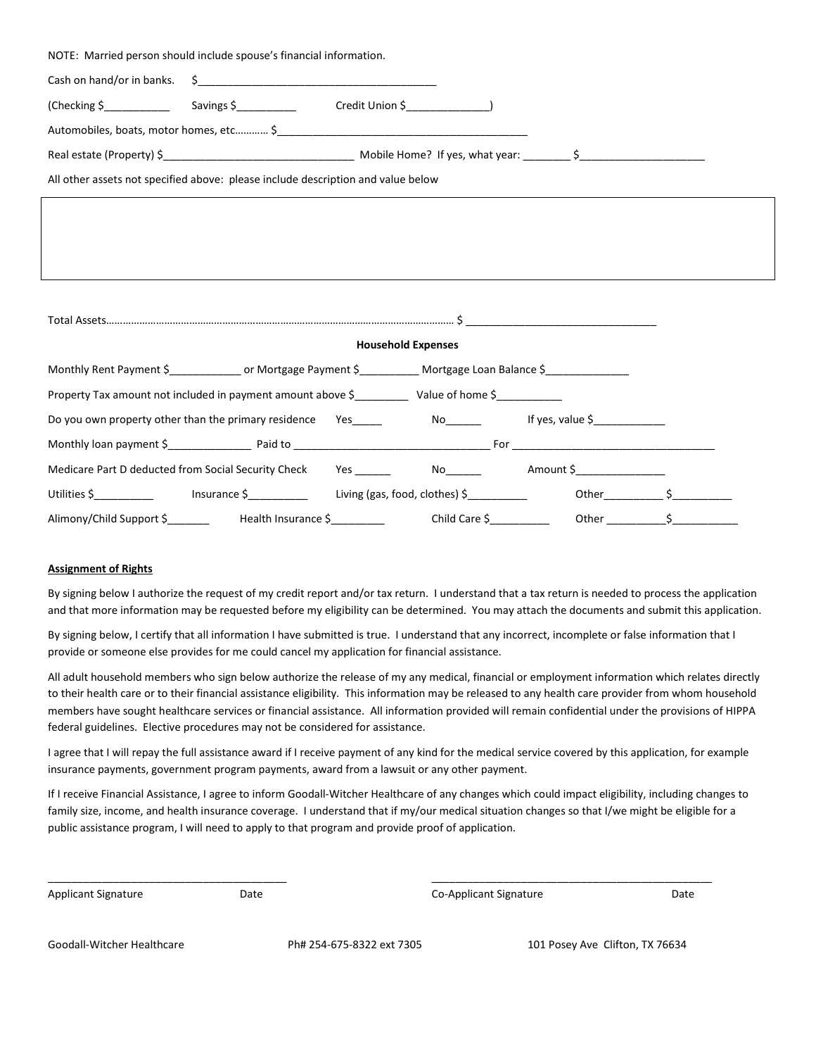NOTE: Married person should include spouse's financial information.

Cash on hand/or in banks. $________________________________________

(Checking $___________ Savings $__________ Credit Union $______________)

Automobiles, boats, motor homes, etc………… $__________________________________________

Real estate (Property) $________________________________ Mobile Home? If yes, what year: ________ $_____________________

All other assets not specified above: please include description and value below

Total Assets………………………………………………………………………………………………………… $ ________________________________

**Household Expenses**

Monthly Rent Payment $____________ or Mortgage Payment $__________ Mortgage Loan Balance $______________

Property Tax amount not included in payment amount above $_________ Value of home $___________

Do you own property other than the primary residence Yes_____ No______ If yes, value $____________

Monthly loan payment $______________ Paid to _________________________________ For __________________________________

Medicare Part D deducted from Social Security Check Yes ______ No______ Amount $_______________

Utilities $__________ Insurance $__________ Living (gas, food, clothes) $__________ Other__________ $__________

Alimony/Child Support $_______ Health Insurance $_________ Child Care $__________ Other __________$___________

**Assignment of Rights**

By signing below I authorize the request of my credit report and/or tax return. I understand that a tax return is needed to process the application and that more information may be requested before my eligibility can be determined. You may attach the documents and submit this application.

By signing below, I certify that all information I have submitted is true. I understand that any incorrect, incomplete or false information that I provide or someone else provides for me could cancel my application for financial assistance.

All adult household members who sign below authorize the release of my any medical, financial or employment information which relates directly to their health care or to their financial assistance eligibility. This information may be released to any health care provider from whom household members have sought healthcare services or financial assistance. All information provided will remain confidential under the provisions of HIPPA federal guidelines. Elective procedures may not be considered for assistance.

I agree that I will repay the full assistance award if I receive payment of any kind for the medical service covered by this application, for example insurance payments, government program payments, award from a lawsuit or any other payment.

If I receive Financial Assistance, I agree to inform Goodall-Witcher Healthcare of any changes which could impact eligibility, including changes to family size, income, and health insurance coverage. I understand that if my/our medical situation changes so that I/we might be eligible for a public assistance program, I will need to apply to that program and provide proof of application.

_________________________________________ _________________________________________________

Applicant Signature Date Co-Applicant Signature Date

Goodall-Witcher Healthcare Ph# 254-675-8322 ext 7305 101 Posey Ave Clifton, TX 76634